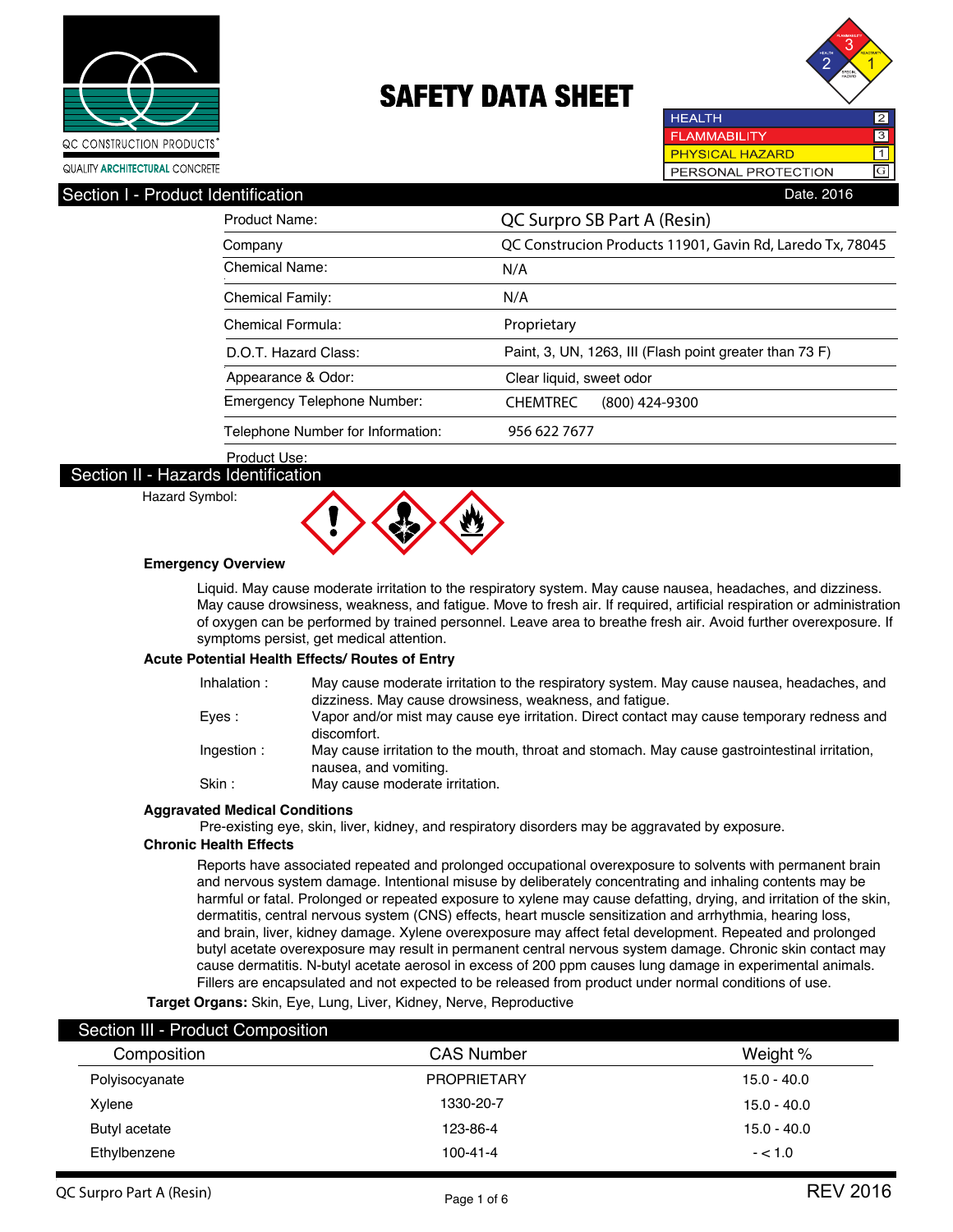QC CONSTRUCTION PRODUCTS®

QUALITY ARCHITECTURAL CONCRETE

# SAFETY DATA SHEET

| | |
|---|---|
| HEALTH | 2 |
| FLAMMABILITY | 3 |
| PHYSICAL HAZARD | 1 |
| PERSONAL PROTECTION | G |

## Section I - Product Identification

Date. 2016

| | |
|---|---|
| Product Name: | QC Surpro SB Part A (Resin) |
| Company | QC Construcion Products 11901, Gavin Rd, Laredo Tx, 78045 |
| Chemical Name: | N/A |
| Chemical Family: | N/A |
| Chemical Formula: | Proprietary |
| D.O.T. Hazard Class: | Paint, 3, UN, 1263, III (Flash point greater than 73 F) |
| Appearance & Odor: | Clear liquid, sweet odor |
| Emergency Telephone Number: | CHEMTREC (800) 424-9300 |
| Telephone Number for Information: | 956 622 7677 |
| Product Use: | |

## Section II - Hazards Identification

Hazard Symbol:

**Emergency Overview**

Liquid. May cause moderate irritation to the respiratory system. May cause nausea, headaches, and dizziness. May cause drowsiness, weakness, and fatigue. Move to fresh air. If required, artificial respiration or administration of oxygen can be performed by trained personnel. Leave area to breathe fresh air. Avoid further overexposure. If symptoms persist, get medical attention.

**Acute Potential Health Effects/ Routes of Entry**

- Inhalation : May cause moderate irritation to the respiratory system. May cause nausea, headaches, and dizziness. May cause drowsiness, weakness, and fatigue.
- Eyes : Vapor and/or mist may cause eye irritation. Direct contact may cause temporary redness and discomfort.
- Ingestion : May cause irritation to the mouth, throat and stomach. May cause gastrointestinal irritation, nausea, and vomiting.
- Skin : May cause moderate irritation.

**Aggravated Medical Conditions**

Pre-existing eye, skin, liver, kidney, and respiratory disorders may be aggravated by exposure.

**Chronic Health Effects**

Reports have associated repeated and prolonged occupational overexposure to solvents with permanent brain and nervous system damage. Intentional misuse by deliberately concentrating and inhaling contents may be harmful or fatal. Prolonged or repeated exposure to xylene may cause defatting, drying, and irritation of the skin, dermatitis, central nervous system (CNS) effects, heart muscle sensitization and arrhythmia, hearing loss, and brain, liver, kidney damage. Xylene overexposure may affect fetal development. Repeated and prolonged butyl acetate overexposure may result in permanent central nervous system damage. Chronic skin contact may cause dermatitis. N-butyl acetate aerosol in excess of 200 ppm causes lung damage in experimental animals. Fillers are encapsulated and not expected to be released from product under normal conditions of use.

**Target Organs:** Skin, Eye, Lung, Liver, Kidney, Nerve, Reproductive

## Section III - Product Composition

| Composition | CAS Number | Weight % |
|---|---|---|
| Polyisocyanate | PROPRIETARY | 15.0 - 40.0 |
| Xylene | 1330-20-7 | 15.0 - 40.0 |
| Butyl acetate | 123-86-4 | 15.0 - 40.0 |
| Ethylbenzene | 100-41-4 | - < 1.0 |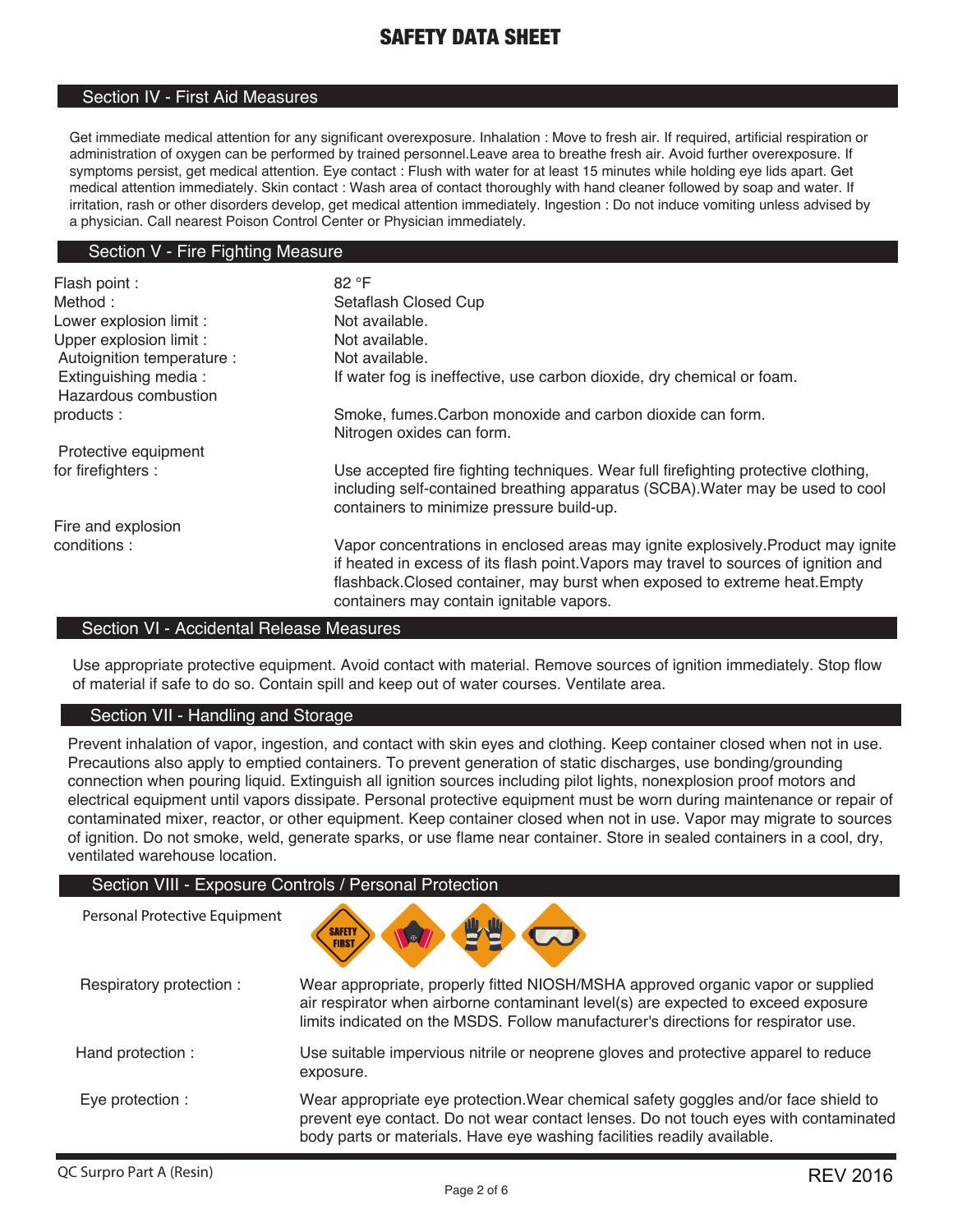# SAFETY DATA SHEET

## Section IV - First Aid Measures

Get immediate medical attention for any significant overexposure. Inhalation : Move to fresh air. If required, artificial respiration or administration of oxygen can be performed by trained personnel.Leave area to breathe fresh air. Avoid further overexposure. If symptoms persist, get medical attention. Eye contact : Flush with water for at least 15 minutes while holding eye lids apart. Get medical attention immediately. Skin contact : Wash area of contact thoroughly with hand cleaner followed by soap and water. If irritation, rash or other disorders develop, get medical attention immediately. Ingestion : Do not induce vomiting unless advised by a physician. Call nearest Poison Control Center or Physician immediately.

## Section V - Fire Fighting Measure

| | |
|---|---|
| Flash point : | 82 °F |
| Method : | Setaflash Closed Cup |
| Lower explosion limit : | Not available. |
| Upper explosion limit : | Not available. |
| Autoignition temperature : | Not available. |
| Extinguishing media : | If water fog is ineffective, use carbon dioxide, dry chemical or foam. |
| Hazardous combustion products : | Smoke, fumes.Carbon monoxide and carbon dioxide can form. Nitrogen oxides can form. |
| Protective equipment for firefighters : | Use accepted fire fighting techniques. Wear full firefighting protective clothing, including self-contained breathing apparatus (SCBA).Water may be used to cool containers to minimize pressure build-up. |
| Fire and explosion conditions : | Vapor concentrations in enclosed areas may ignite explosively.Product may ignite if heated in excess of its flash point.Vapors may travel to sources of ignition and flashback.Closed container, may burst when exposed to extreme heat.Empty containers may contain ignitable vapors. |

## Section VI - Accidental Release Measures

Use appropriate protective equipment. Avoid contact with material. Remove sources of ignition immediately. Stop flow of material if safe to do so. Contain spill and keep out of water courses. Ventilate area.

## Section VII - Handling and Storage

Prevent inhalation of vapor, ingestion, and contact with skin eyes and clothing. Keep container closed when not in use. Precautions also apply to emptied containers. To prevent generation of static discharges, use bonding/grounding connection when pouring liquid. Extinguish all ignition sources including pilot lights, nonexplosion proof motors and electrical equipment until vapors dissipate. Personal protective equipment must be worn during maintenance or repair of contaminated mixer, reactor, or other equipment. Keep container closed when not in use. Vapor may migrate to sources of ignition. Do not smoke, weld, generate sparks, or use flame near container. Store in sealed containers in a cool, dry, ventilated warehouse location.

## Section VIII - Exposure Controls / Personal Protection

Personal Protective Equipment

SAFETY FIRST

| | |
|---|---|
| Respiratory protection : | Wear appropriate, properly fitted NIOSH/MSHA approved organic vapor or supplied air respirator when airborne contaminant level(s) are expected to exceed exposure limits indicated on the MSDS. Follow manufacturer's directions for respirator use. |
| Hand protection : | Use suitable impervious nitrile or neoprene gloves and protective apparel to reduce exposure. |
| Eye protection : | Wear appropriate eye protection.Wear chemical safety goggles and/or face shield to prevent eye contact. Do not wear contact lenses. Do not touch eyes with contaminated body parts or materials. Have eye washing facilities readily available. |

QC Surpro Part A (Resin) REV 2016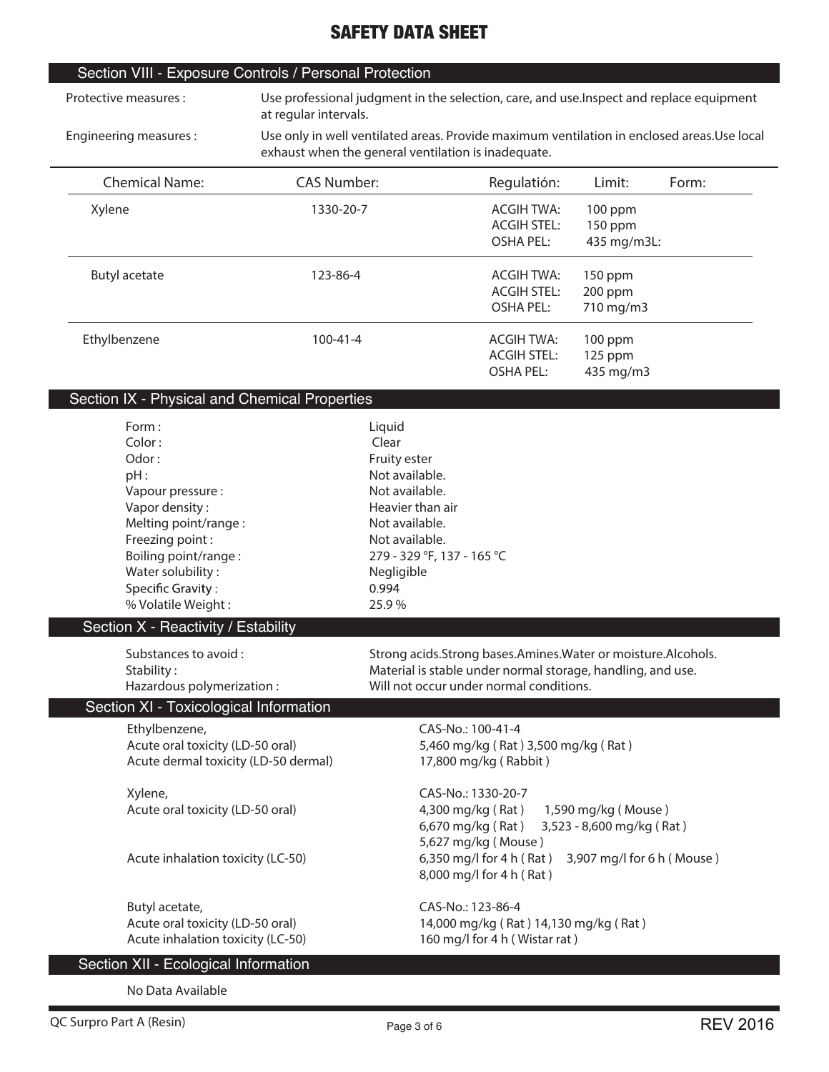# SAFETY DATA SHEET

## Section VIII - Exposure Controls / Personal Protection

Protective measures : Use professional judgment in the selection, care, and use.Inspect and replace equipment at regular intervals.

Engineering measures : Use only in well ventilated areas. Provide maximum ventilation in enclosed areas.Use local exhaust when the general ventilation is inadequate.

| Chemical Name: | CAS Number: | Regulatión: | Limit: | Form: |
|---|---|---|---|---|
| Xylene | 1330-20-7 | ACGIH TWA:<br>ACGIH STEL:<br>OSHA PEL: | 100 ppm<br>150 ppm<br>435 mg/m3L: | |
| Butyl acetate | 123-86-4 | ACGIH TWA:<br>ACGIH STEL:<br>OSHA PEL: | 150 ppm<br>200 ppm<br>710 mg/m3 | |
| Ethylbenzene | 100-41-4 | ACGIH TWA:<br>ACGIH STEL:<br>OSHA PEL: | 100 ppm<br>125 ppm<br>435 mg/m3 | |

## Section IX - Physical and Chemical Properties

| | |
|---|---|
| Form : | Liquid |
| Color : | Clear |
| Odor : | Fruity ester |
| pH : | Not available. |
| Vapour pressure : | Not available. |
| Vapor density : | Heavier than air |
| Melting point/range : | Not available. |
| Freezing point : | Not available. |
| Boiling point/range : | 279 - 329 °F, 137 - 165 °C |
| Water solubility : | Negligible |
| Specific Gravity : | 0.994 |
| % Volatile Weight : | 25.9 % |

## Section X - Reactivity / Estability

| | |
|---|---|
| Substances to avoid : | Strong acids.Strong bases.Amines.Water or moisture.Alcohols. |
| Stability : | Material is stable under normal storage, handling, and use. |
| Hazardous polymerization : | Will not occur under normal conditions. |

## Section XI - Toxicological Information

Ethylbenzene, CAS-No.: 100-41-4
Acute oral toxicity (LD-50 oral): 5,460 mg/kg ( Rat ) 3,500 mg/kg ( Rat )
Acute dermal toxicity (LD-50 dermal): 17,800 mg/kg ( Rabbit )

Xylene, CAS-No.: 1330-20-7
Acute oral toxicity (LD-50 oral): 4,300 mg/kg ( Rat ) 1,590 mg/kg ( Mouse ) 6,670 mg/kg ( Rat ) 3,523 - 8,600 mg/kg ( Rat ) 5,627 mg/kg ( Mouse )
Acute inhalation toxicity (LC-50): 6,350 mg/l for 4 h ( Rat ) 3,907 mg/l for 6 h ( Mouse ) 8,000 mg/l for 4 h ( Rat )

Butyl acetate, CAS-No.: 123-86-4
Acute oral toxicity (LD-50 oral): 14,000 mg/kg ( Rat ) 14,130 mg/kg ( Rat )
Acute inhalation toxicity (LC-50): 160 mg/l for 4 h ( Wistar rat )

## Section XII - Ecological Information

No Data Available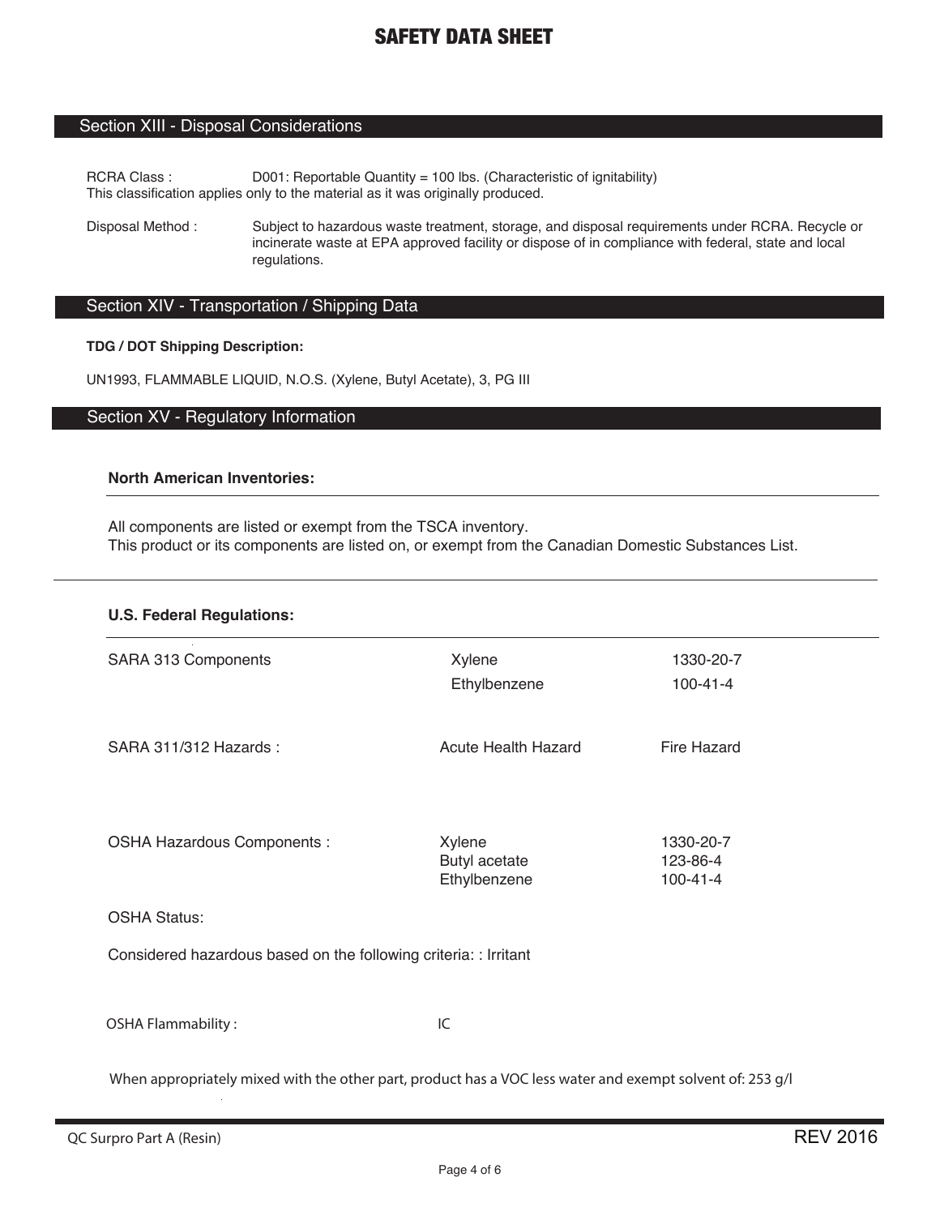# SAFETY DATA SHEET

## Section XIII - Disposal Considerations

RCRA Class : D001: Reportable Quantity = 100 lbs. (Characteristic of ignitability)
This classification applies only to the material as it was originally produced.

Disposal Method : Subject to hazardous waste treatment, storage, and disposal requirements under RCRA. Recycle or incinerate waste at EPA approved facility or dispose of in compliance with federal, state and local regulations.

## Section XIV - Transportation / Shipping Data

**TDG / DOT Shipping Description:**

UN1993, FLAMMABLE LIQUID, N.O.S. (Xylene, Butyl Acetate), 3, PG III

## Section XV - Regulatory Information

**North American Inventories:**

All components are listed or exempt from the TSCA inventory.
This product or its components are listed on, or exempt from the Canadian Domestic Substances List.

**U.S. Federal Regulations:**

| | | |
|---|---|---|
| SARA 313 Components | Xylene | 1330-20-7 |
| | Ethylbenzene | 100-41-4 |
| SARA 311/312 Hazards : | Acute Health Hazard | Fire Hazard |
| OSHA Hazardous Components : | Xylene | 1330-20-7 |
| | Butyl acetate | 123-86-4 |
| | Ethylbenzene | 100-41-4 |

OSHA Status:

Considered hazardous based on the following criteria: : Irritant

OSHA Flammability : IC

When appropriately mixed with the other part, product has a VOC less water and exempt solvent of: 253 g/l

QC Surpro Part A (Resin)

REV 2016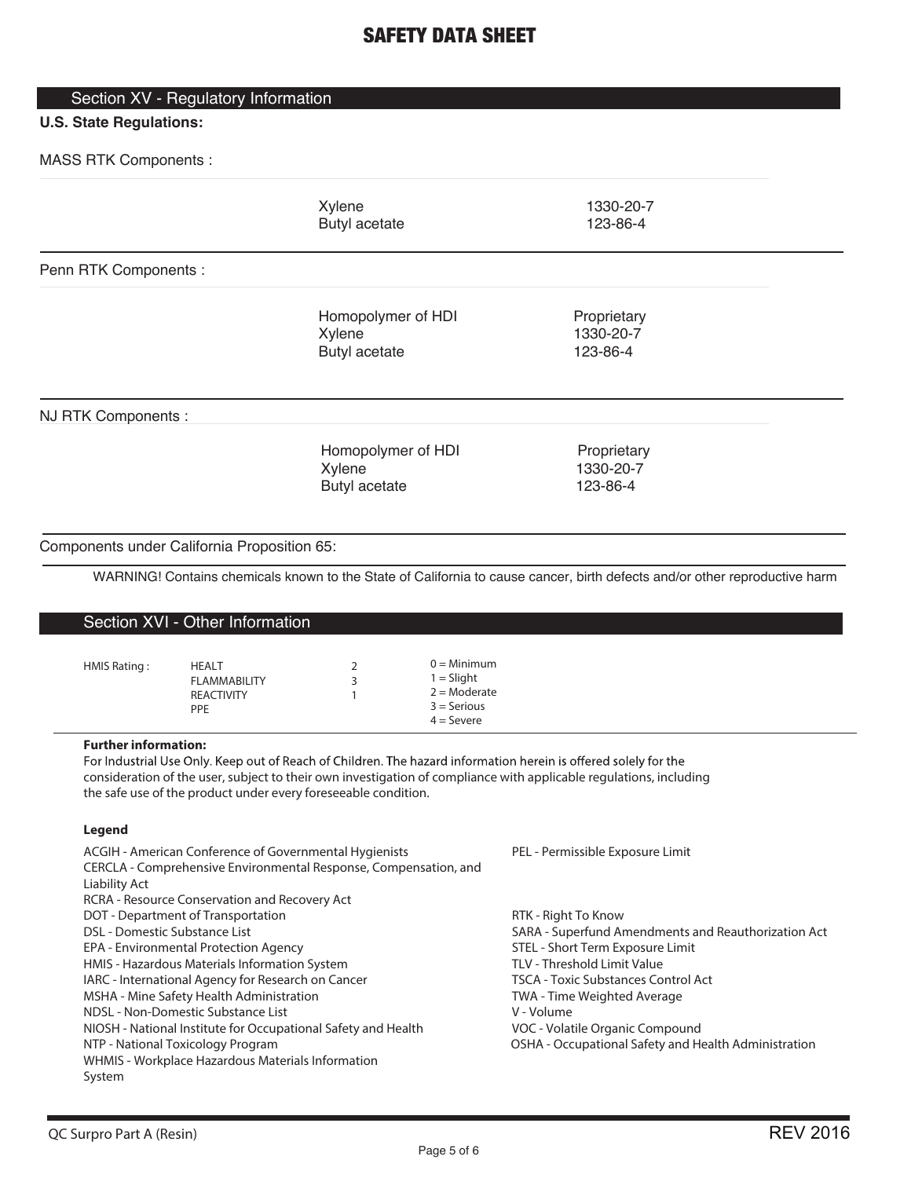# SAFETY DATA SHEET

## Section XV - Regulatory Information

**U.S. State Regulations:**

MASS RTK Components :

| | |
|---|---|
| Xylene | 1330-20-7 |
| Butyl acetate | 123-86-4 |

Penn RTK Components :

| | |
|---|---|
| Homopolymer of HDI | Proprietary |
| Xylene | 1330-20-7 |
| Butyl acetate | 123-86-4 |

NJ RTK Components :

| | |
|---|---|
| Homopolymer of HDI | Proprietary |
| Xylene | 1330-20-7 |
| Butyl acetate | 123-86-4 |

Components under California Proposition 65:

WARNING! Contains chemicals known to the State of California to cause cancer, birth defects and/or other reproductive harm

## Section XVI - Other Information

| HMIS Rating : | | | |
|---|---|---|---|
| | HEALT | 2 | 0 = Minimum |
| | FLAMMABILITY | 3 | 1 = Slight |
| | REACTIVITY | 1 | 2 = Moderate |
| | PPE | | 3 = Serious |
| | | | 4 = Severe |

**Further information:**

For Industrial Use Only. Keep out of Reach of Children. The hazard information herein is offered solely for the consideration of the user, subject to their own investigation of compliance with applicable regulations, including the safe use of the product under every foreseeable condition.

**Legend**

ACGIH - American Conference of Governmental Hygienists
CERCLA - Comprehensive Environmental Response, Compensation, and Liability Act
RCRA - Resource Conservation and Recovery Act
DOT - Department of Transportation
DSL - Domestic Substance List
EPA - Environmental Protection Agency
HMIS - Hazardous Materials Information System
IARC - International Agency for Research on Cancer
MSHA - Mine Safety Health Administration
NDSL - Non-Domestic Substance List
NIOSH - National Institute for Occupational Safety and Health
NTP - National Toxicology Program
WHMIS - Workplace Hazardous Materials Information System

PEL - Permissible Exposure Limit
RTK - Right To Know
SARA - Superfund Amendments and Reauthorization Act
STEL - Short Term Exposure Limit
TLV - Threshold Limit Value
TSCA - Toxic Substances Control Act
TWA - Time Weighted Average
V - Volume
VOC - Volatile Organic Compound
OSHA - Occupational Safety and Health Administration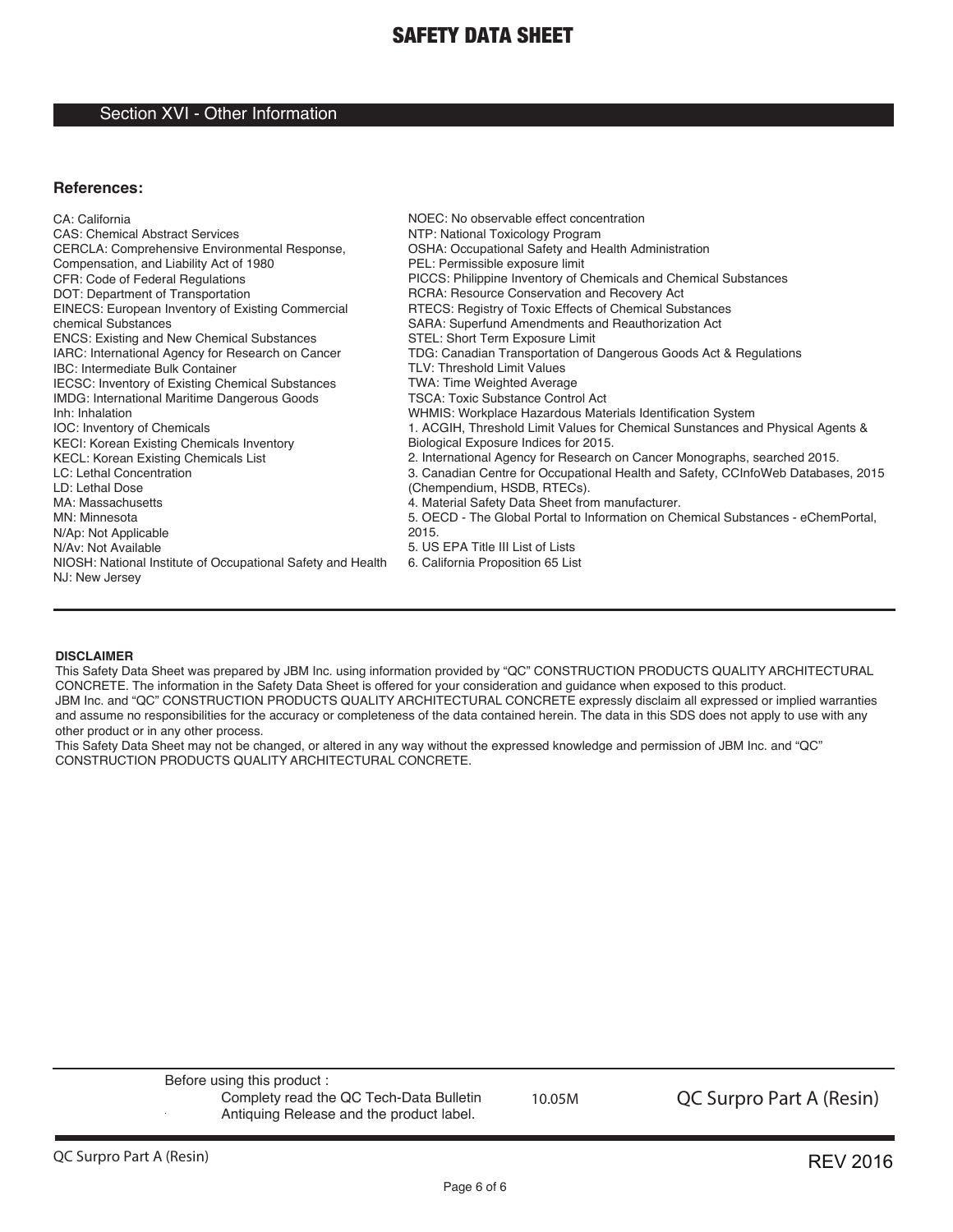## Section XVI - Other Information

### References:

CA: California
CAS: Chemical Abstract Services
CERCLA: Comprehensive Environmental Response, Compensation, and Liability Act of 1980
CFR: Code of Federal Regulations
DOT: Department of Transportation
EINECS: European Inventory of Existing Commercial chemical Substances
ENCS: Existing and New Chemical Substances
IARC: International Agency for Research on Cancer
IBC: Intermediate Bulk Container
IECSC: Inventory of Existing Chemical Substances
IMDG: International Maritime Dangerous Goods
Inh: Inhalation
IOC: Inventory of Chemicals
KECI: Korean Existing Chemicals Inventory
KECL: Korean Existing Chemicals List
LC: Lethal Concentration
LD: Lethal Dose
MA: Massachusetts
MN: Minnesota
N/Ap: Not Applicable
N/Av: Not Available
NIOSH: National Institute of Occupational Safety and Health
NJ: New Jersey
NOEC: No observable effect concentration
NTP: National Toxicology Program
OSHA: Occupational Safety and Health Administration
PEL: Permissible exposure limit
PICCS: Philippine Inventory of Chemicals and Chemical Substances
RCRA: Resource Conservation and Recovery Act
RTECS: Registry of Toxic Effects of Chemical Substances
SARA: Superfund Amendments and Reauthorization Act
STEL: Short Term Exposure Limit
TDG: Canadian Transportation of Dangerous Goods Act & Regulations
TLV: Threshold Limit Values
TWA: Time Weighted Average
TSCA: Toxic Substance Control Act
WHMIS: Workplace Hazardous Materials Identification System

1. ACGIH, Threshold Limit Values for Chemical Sunstances and Physical Agents & Biological Exposure Indices for 2015.
2. International Agency for Research on Cancer Monographs, searched 2015.
3. Canadian Centre for Occupational Health and Safety, CCInfoWeb Databases, 2015 (Chempendium, HSDB, RTECs).
4. Material Safety Data Sheet from manufacturer.
5. OECD - The Global Portal to Information on Chemical Substances - eChemPortal, 2015.
5. US EPA Title III List of Lists
6. California Proposition 65 List

**DISCLAIMER**

This Safety Data Sheet was prepared by JBM Inc. using information provided by "QC" CONSTRUCTION PRODUCTS QUALITY ARCHITECTURAL CONCRETE. The information in the Safety Data Sheet is offered for your consideration and guidance when exposed to this product.
JBM Inc. and "QC" CONSTRUCTION PRODUCTS QUALITY ARCHITECTURAL CONCRETE expressly disclaim all expressed or implied warranties and assume no responsibilities for the accuracy or completeness of the data contained herein. The data in this SDS does not apply to use with any other product or in any other process.
This Safety Data Sheet may not be changed, or altered in any way without the expressed knowledge and permission of JBM Inc. and "QC" CONSTRUCTION PRODUCTS QUALITY ARCHITECTURAL CONCRETE.

Before using this product :
Complety read the QC Tech-Data Bulletin Antiquing Release and the product label.

10.05M

QC Surpro Part A (Resin)

REV 2016